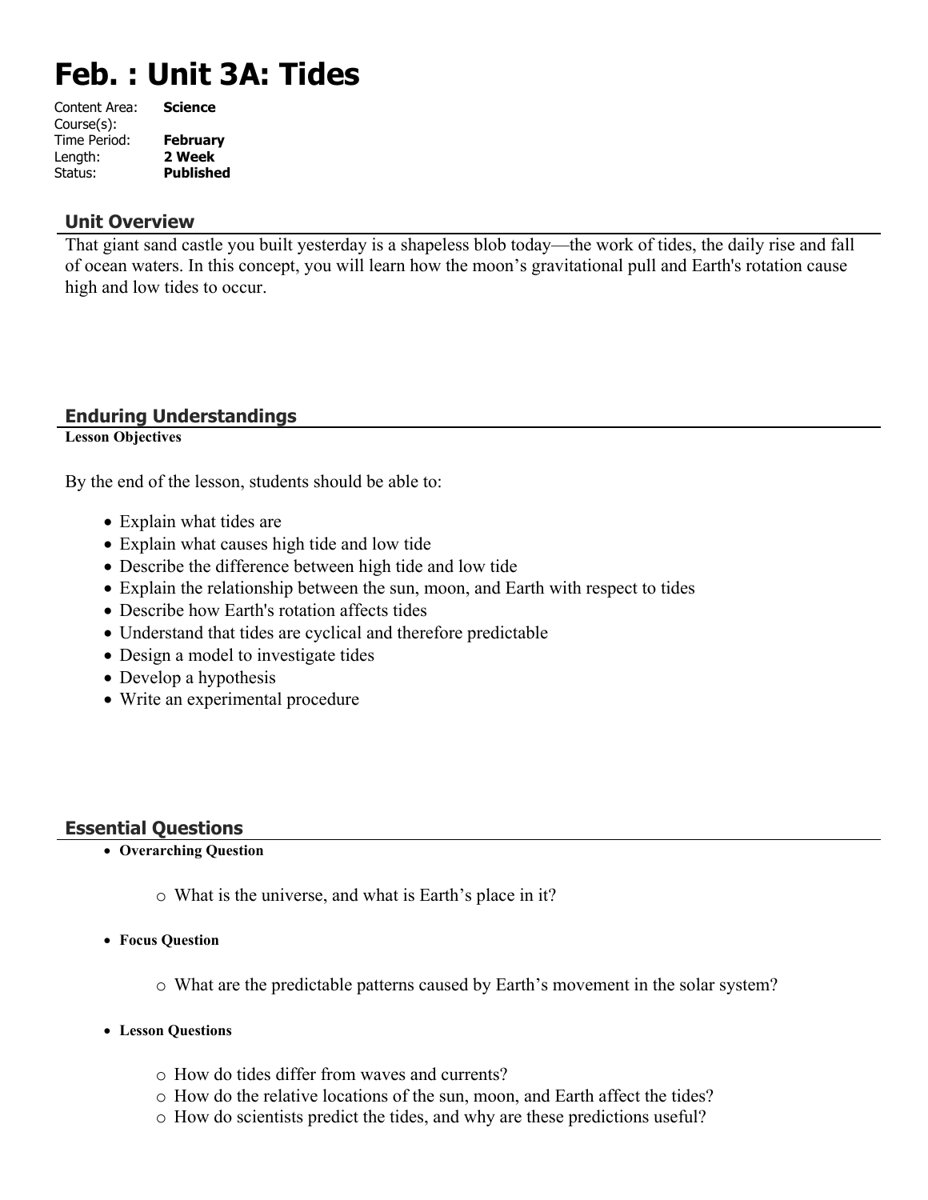# Feb. : Unit 3A: Tides

| | |
|---|---|
| Content Area: | **Science** |
| Course(s): | |
| Time Period: | **February** |
| Length: | **2 Week** |
| Status: | **Published** |

## Unit Overview

That giant sand castle you built yesterday is a shapeless blob today—the work of tides, the daily rise and fall of ocean waters. In this concept, you will learn how the moon's gravitational pull and Earth's rotation cause high and low tides to occur.

## Enduring Understandings

**Lesson Objectives**

By the end of the lesson, students should be able to:

- Explain what tides are
- Explain what causes high tide and low tide
- Describe the difference between high tide and low tide
- Explain the relationship between the sun, moon, and Earth with respect to tides
- Describe how Earth's rotation affects tides
- Understand that tides are cyclical and therefore predictable
- Design a model to investigate tides
- Develop a hypothesis
- Write an experimental procedure

## Essential Questions

- **Overarching Question**
  - What is the universe, and what is Earth's place in it?
- **Focus Question**
  - What are the predictable patterns caused by Earth's movement in the solar system?
- **Lesson Questions**
  - How do tides differ from waves and currents?
  - How do the relative locations of the sun, moon, and Earth affect the tides?
  - How do scientists predict the tides, and why are these predictions useful?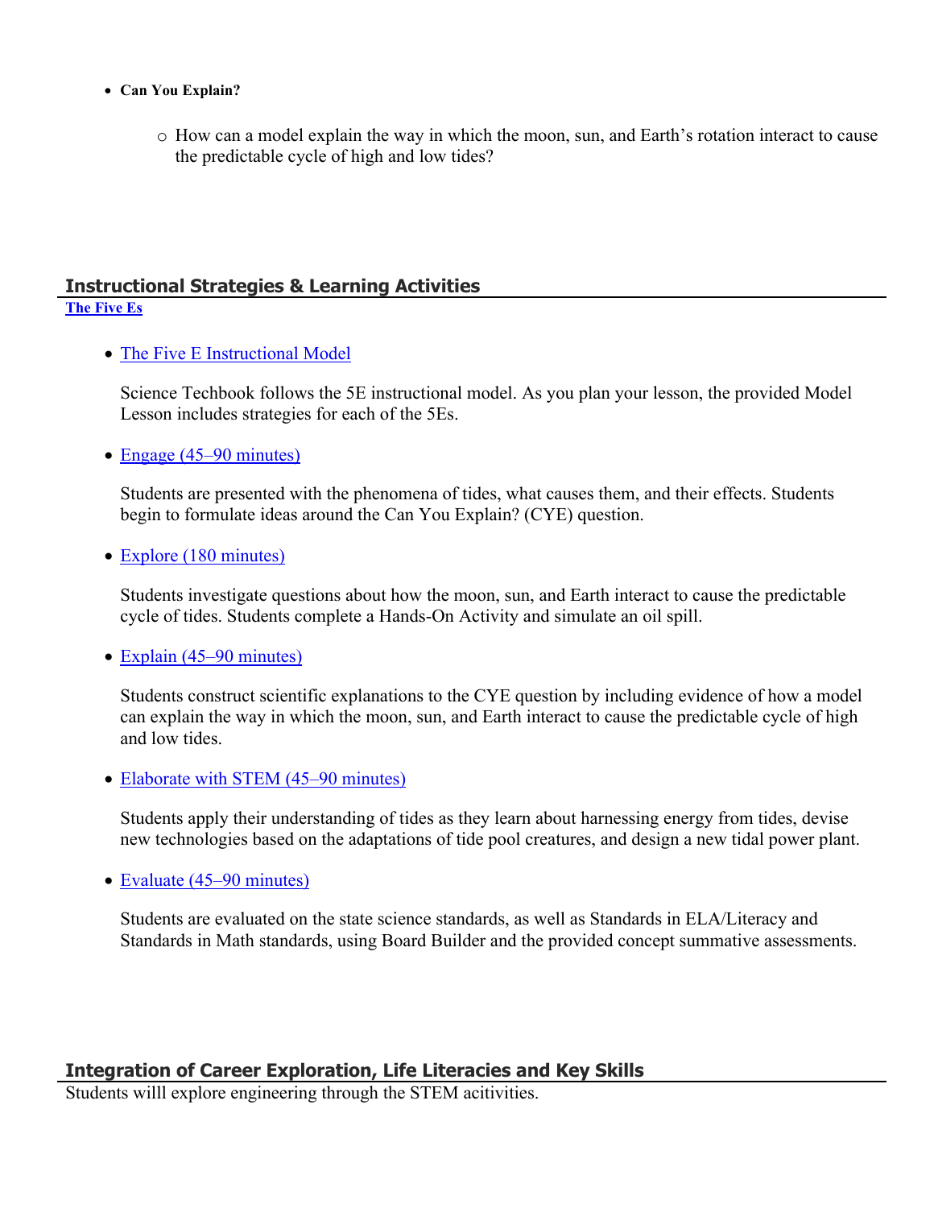- **Can You Explain?**
  - How can a model explain the way in which the moon, sun, and Earth's rotation interact to cause the predictable cycle of high and low tides?

## Instructional Strategies & Learning Activities

**The Five Es**

- The Five E Instructional Model

  Science Techbook follows the 5E instructional model. As you plan your lesson, the provided Model Lesson includes strategies for each of the 5Es.

- Engage (45–90 minutes)

  Students are presented with the phenomena of tides, what causes them, and their effects. Students begin to formulate ideas around the Can You Explain? (CYE) question.

- Explore (180 minutes)

  Students investigate questions about how the moon, sun, and Earth interact to cause the predictable cycle of tides. Students complete a Hands-On Activity and simulate an oil spill.

- Explain (45–90 minutes)

  Students construct scientific explanations to the CYE question by including evidence of how a model can explain the way in which the moon, sun, and Earth interact to cause the predictable cycle of high and low tides.

- Elaborate with STEM (45–90 minutes)

  Students apply their understanding of tides as they learn about harnessing energy from tides, devise new technologies based on the adaptations of tide pool creatures, and design a new tidal power plant.

- Evaluate (45–90 minutes)

  Students are evaluated on the state science standards, as well as Standards in ELA/Literacy and Standards in Math standards, using Board Builder and the provided concept summative assessments.

## Integration of Career Exploration, Life Literacies and Key Skills

Students willl explore engineering through the STEM acitivities.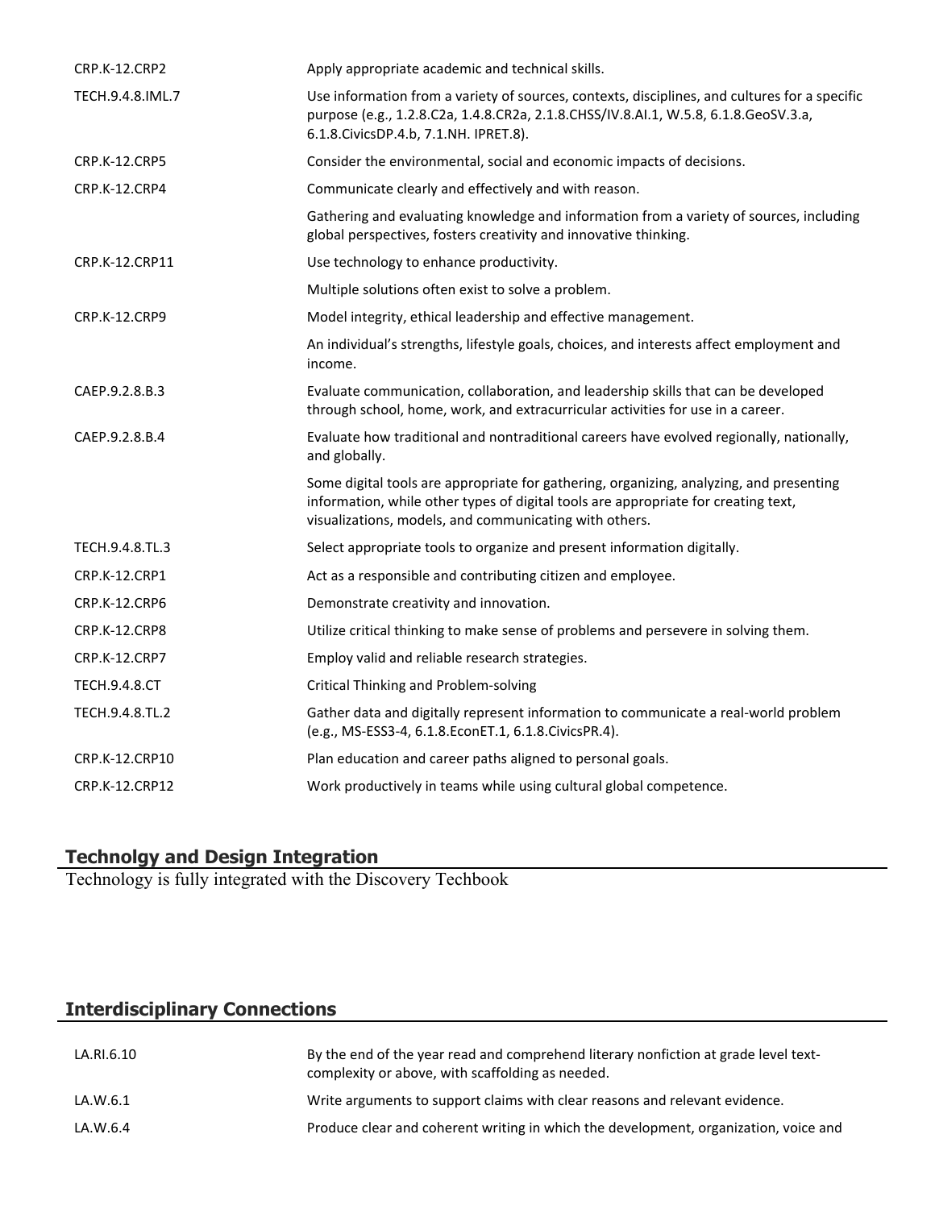| | |
|---|---|
| CRP.K-12.CRP2 | Apply appropriate academic and technical skills. |
| TECH.9.4.8.IML.7 | Use information from a variety of sources, contexts, disciplines, and cultures for a specific purpose (e.g., 1.2.8.C2a, 1.4.8.CR2a, 2.1.8.CHSS/IV.8.AI.1, W.5.8, 6.1.8.GeoSV.3.a, 6.1.8.CivicsDP.4.b, 7.1.NH. IPRET.8). |
| CRP.K-12.CRP5 | Consider the environmental, social and economic impacts of decisions. |
| CRP.K-12.CRP4 | Communicate clearly and effectively and with reason. |
| | Gathering and evaluating knowledge and information from a variety of sources, including global perspectives, fosters creativity and innovative thinking. |
| CRP.K-12.CRP11 | Use technology to enhance productivity. |
| | Multiple solutions often exist to solve a problem. |
| CRP.K-12.CRP9 | Model integrity, ethical leadership and effective management. |
| | An individual's strengths, lifestyle goals, choices, and interests affect employment and income. |
| CAEP.9.2.8.B.3 | Evaluate communication, collaboration, and leadership skills that can be developed through school, home, work, and extracurricular activities for use in a career. |
| CAEP.9.2.8.B.4 | Evaluate how traditional and nontraditional careers have evolved regionally, nationally, and globally. |
| | Some digital tools are appropriate for gathering, organizing, analyzing, and presenting information, while other types of digital tools are appropriate for creating text, visualizations, models, and communicating with others. |
| TECH.9.4.8.TL.3 | Select appropriate tools to organize and present information digitally. |
| CRP.K-12.CRP1 | Act as a responsible and contributing citizen and employee. |
| CRP.K-12.CRP6 | Demonstrate creativity and innovation. |
| CRP.K-12.CRP8 | Utilize critical thinking to make sense of problems and persevere in solving them. |
| CRP.K-12.CRP7 | Employ valid and reliable research strategies. |
| TECH.9.4.8.CT | Critical Thinking and Problem-solving |
| TECH.9.4.8.TL.2 | Gather data and digitally represent information to communicate a real-world problem (e.g., MS-ESS3-4, 6.1.8.EconET.1, 6.1.8.CivicsPR.4). |
| CRP.K-12.CRP10 | Plan education and career paths aligned to personal goals. |
| CRP.K-12.CRP12 | Work productively in teams while using cultural global competence. |

## Technolgy and Design Integration

Technology is fully integrated with the Discovery Techbook

## Interdisciplinary Connections

| | |
|---|---|
| LA.RI.6.10 | By the end of the year read and comprehend literary nonfiction at grade level text-complexity or above, with scaffolding as needed. |
| LA.W.6.1 | Write arguments to support claims with clear reasons and relevant evidence. |
| LA.W.6.4 | Produce clear and coherent writing in which the development, organization, voice and |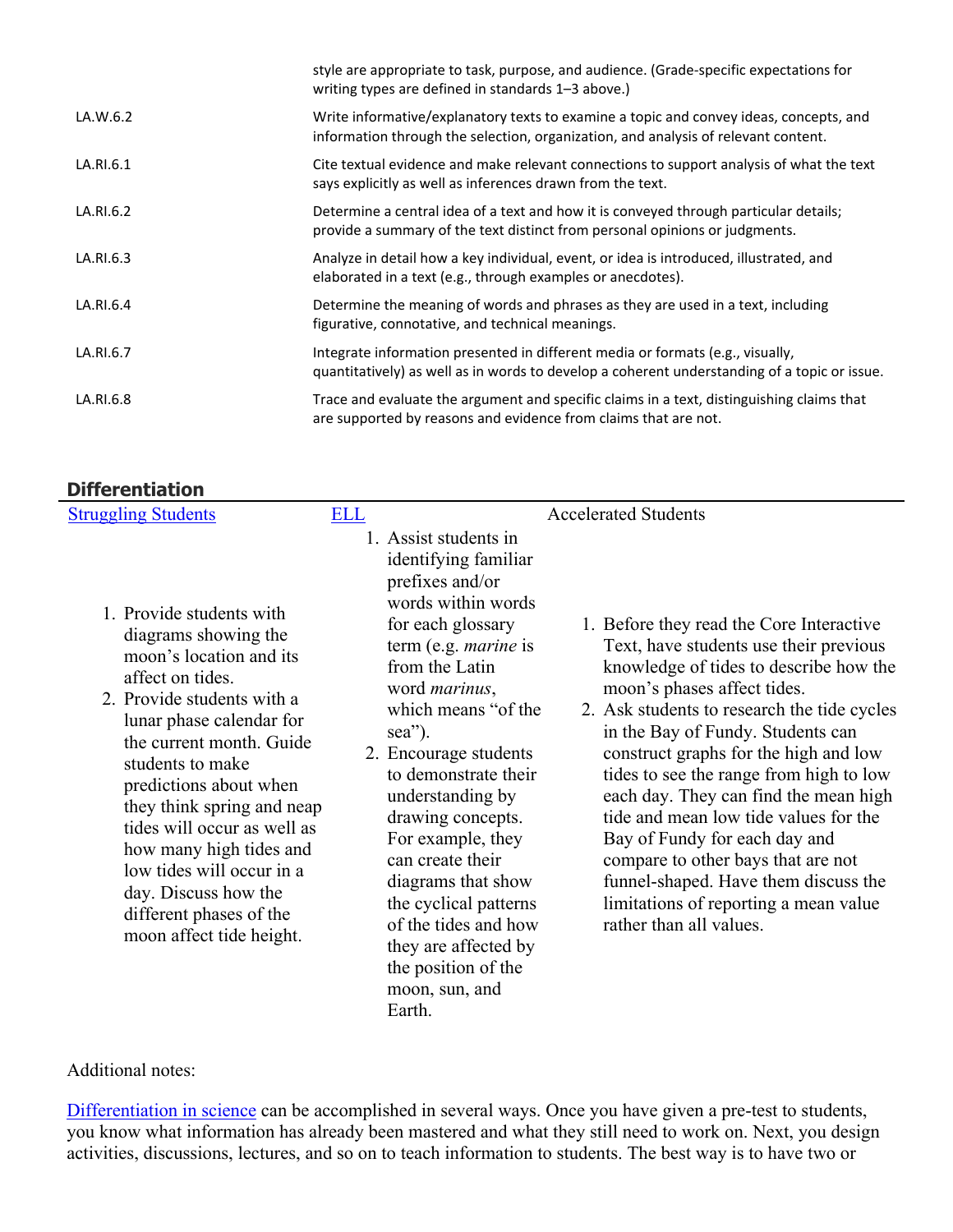| | |
|---|---|
| | style are appropriate to task, purpose, and audience. (Grade-specific expectations for writing types are defined in standards 1–3 above.) |
| LA.W.6.2 | Write informative/explanatory texts to examine a topic and convey ideas, concepts, and information through the selection, organization, and analysis of relevant content. |
| LA.RI.6.1 | Cite textual evidence and make relevant connections to support analysis of what the text says explicitly as well as inferences drawn from the text. |
| LA.RI.6.2 | Determine a central idea of a text and how it is conveyed through particular details; provide a summary of the text distinct from personal opinions or judgments. |
| LA.RI.6.3 | Analyze in detail how a key individual, event, or idea is introduced, illustrated, and elaborated in a text (e.g., through examples or anecdotes). |
| LA.RI.6.4 | Determine the meaning of words and phrases as they are used in a text, including figurative, connotative, and technical meanings. |
| LA.RI.6.7 | Integrate information presented in different media or formats (e.g., visually, quantitatively) as well as in words to develop a coherent understanding of a topic or issue. |
| LA.RI.6.8 | Trace and evaluate the argument and specific claims in a text, distinguishing claims that are supported by reasons and evidence from claims that are not. |

## Differentiation

| Struggling Students | ELL | Accelerated Students |
|---|---|---|
| 1. Provide students with diagrams showing the moon's location and its affect on tides.<br>2. Provide students with a lunar phase calendar for the current month. Guide students to make predictions about when they think spring and neap tides will occur as well as how many high tides and low tides will occur in a day. Discuss how the different phases of the moon affect tide height. | 1. Assist students in identifying familiar prefixes and/or words within words for each glossary term (e.g. *marine* is from the Latin word *marinus*, which means "of the sea").<br>2. Encourage students to demonstrate their understanding by drawing concepts. For example, they can create their diagrams that show the cyclical patterns of the tides and how they are affected by the position of the moon, sun, and Earth. | 1. Before they read the Core Interactive Text, have students use their previous knowledge of tides to describe how the moon's phases affect tides.<br>2. Ask students to research the tide cycles in the Bay of Fundy. Students can construct graphs for the high and low tides to see the range from high to low each day. They can find the mean high tide and mean low tide values for the Bay of Fundy for each day and compare to other bays that are not funnel-shaped. Have them discuss the limitations of reporting a mean value rather than all values. |

Additional notes:

Differentiation in science can be accomplished in several ways. Once you have given a pre-test to students, you know what information has already been mastered and what they still need to work on. Next, you design activities, discussions, lectures, and so on to teach information to students. The best way is to have two or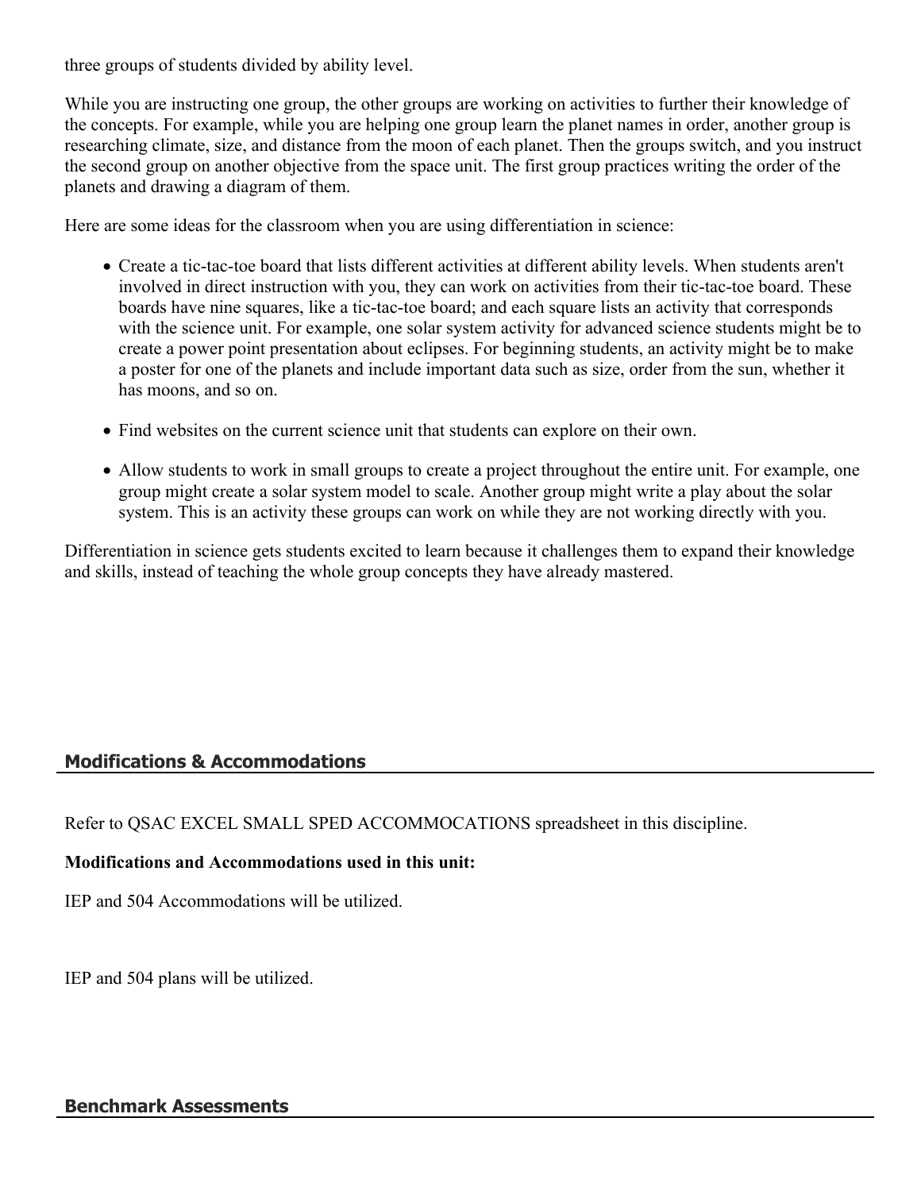three groups of students divided by ability level.

While you are instructing one group, the other groups are working on activities to further their knowledge of the concepts. For example, while you are helping one group learn the planet names in order, another group is researching climate, size, and distance from the moon of each planet. Then the groups switch, and you instruct the second group on another objective from the space unit. The first group practices writing the order of the planets and drawing a diagram of them.

Here are some ideas for the classroom when you are using differentiation in science:

- Create a tic-tac-toe board that lists different activities at different ability levels. When students aren't involved in direct instruction with you, they can work on activities from their tic-tac-toe board. These boards have nine squares, like a tic-tac-toe board; and each square lists an activity that corresponds with the science unit. For example, one solar system activity for advanced science students might be to create a power point presentation about eclipses. For beginning students, an activity might be to make a poster for one of the planets and include important data such as size, order from the sun, whether it has moons, and so on.
- Find websites on the current science unit that students can explore on their own.
- Allow students to work in small groups to create a project throughout the entire unit. For example, one group might create a solar system model to scale. Another group might write a play about the solar system. This is an activity these groups can work on while they are not working directly with you.

Differentiation in science gets students excited to learn because it challenges them to expand their knowledge and skills, instead of teaching the whole group concepts they have already mastered.

## Modifications & Accommodations

Refer to QSAC EXCEL SMALL SPED ACCOMMOCATIONS spreadsheet in this discipline.

**Modifications and Accommodations used in this unit:**

IEP and 504 Accommodations will be utilized.

IEP and 504 plans will be utilized.

## Benchmark Assessments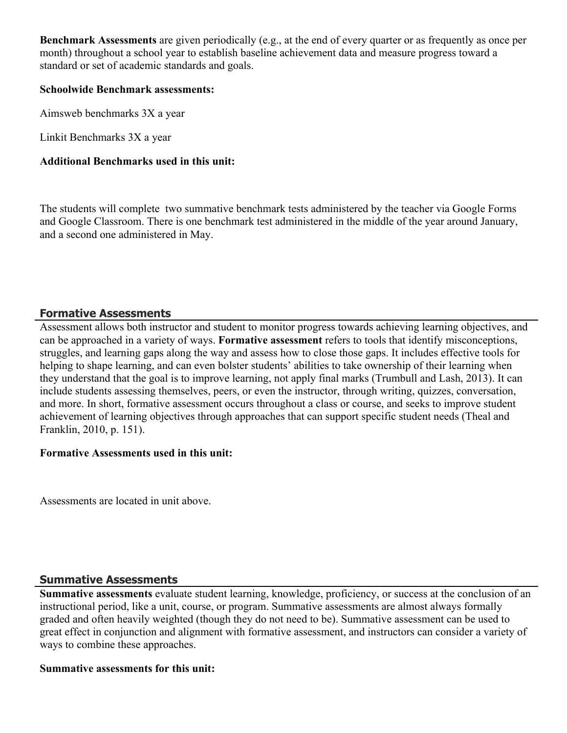**Benchmark Assessments** are given periodically (e.g., at the end of every quarter or as frequently as once per month) throughout a school year to establish baseline achievement data and measure progress toward a standard or set of academic standards and goals.

**Schoolwide Benchmark assessments:**

Aimsweb benchmarks 3X a year

Linkit Benchmarks 3X a year

**Additional Benchmarks used in this unit:**

The students will complete two summative benchmark tests administered by the teacher via Google Forms and Google Classroom. There is one benchmark test administered in the middle of the year around January, and a second one administered in May.

## Formative Assessments

Assessment allows both instructor and student to monitor progress towards achieving learning objectives, and can be approached in a variety of ways. **Formative assessment** refers to tools that identify misconceptions, struggles, and learning gaps along the way and assess how to close those gaps. It includes effective tools for helping to shape learning, and can even bolster students' abilities to take ownership of their learning when they understand that the goal is to improve learning, not apply final marks (Trumbull and Lash, 2013). It can include students assessing themselves, peers, or even the instructor, through writing, quizzes, conversation, and more. In short, formative assessment occurs throughout a class or course, and seeks to improve student achievement of learning objectives through approaches that can support specific student needs (Theal and Franklin, 2010, p. 151).

**Formative Assessments used in this unit:**

Assessments are located in unit above.

## Summative Assessments

**Summative assessments** evaluate student learning, knowledge, proficiency, or success at the conclusion of an instructional period, like a unit, course, or program. Summative assessments are almost always formally graded and often heavily weighted (though they do not need to be). Summative assessment can be used to great effect in conjunction and alignment with formative assessment, and instructors can consider a variety of ways to combine these approaches.

**Summative assessments for this unit:**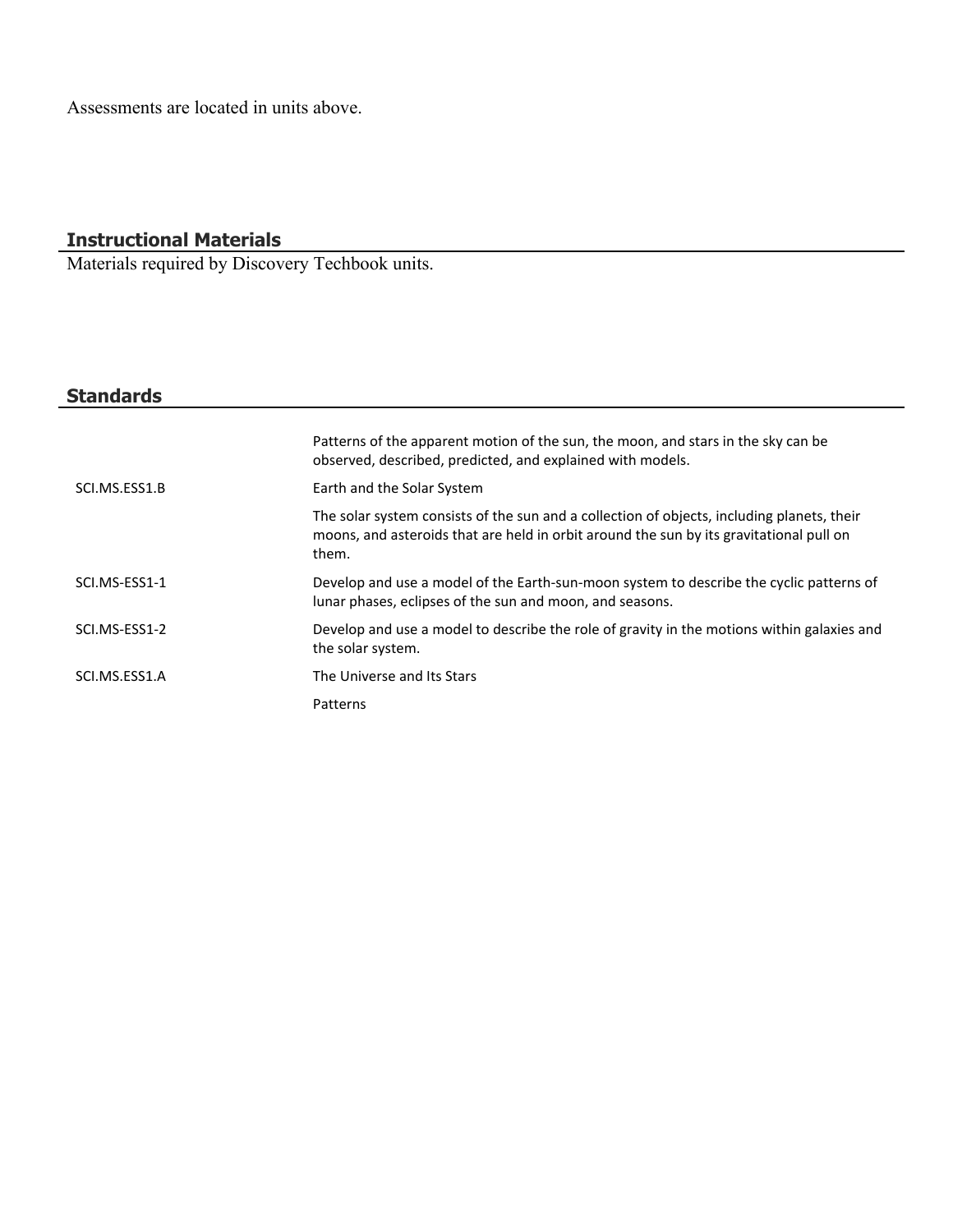Assessments are located in units above.

## Instructional Materials

Materials required by Discovery Techbook units.

## Standards

| | |
|---|---|
| | Patterns of the apparent motion of the sun, the moon, and stars in the sky can be observed, described, predicted, and explained with models. |
| SCI.MS.ESS1.B | Earth and the Solar System |
| | The solar system consists of the sun and a collection of objects, including planets, their moons, and asteroids that are held in orbit around the sun by its gravitational pull on them. |
| SCI.MS-ESS1-1 | Develop and use a model of the Earth-sun-moon system to describe the cyclic patterns of lunar phases, eclipses of the sun and moon, and seasons. |
| SCI.MS-ESS1-2 | Develop and use a model to describe the role of gravity in the motions within galaxies and the solar system. |
| SCI.MS.ESS1.A | The Universe and Its Stars |
| | Patterns |